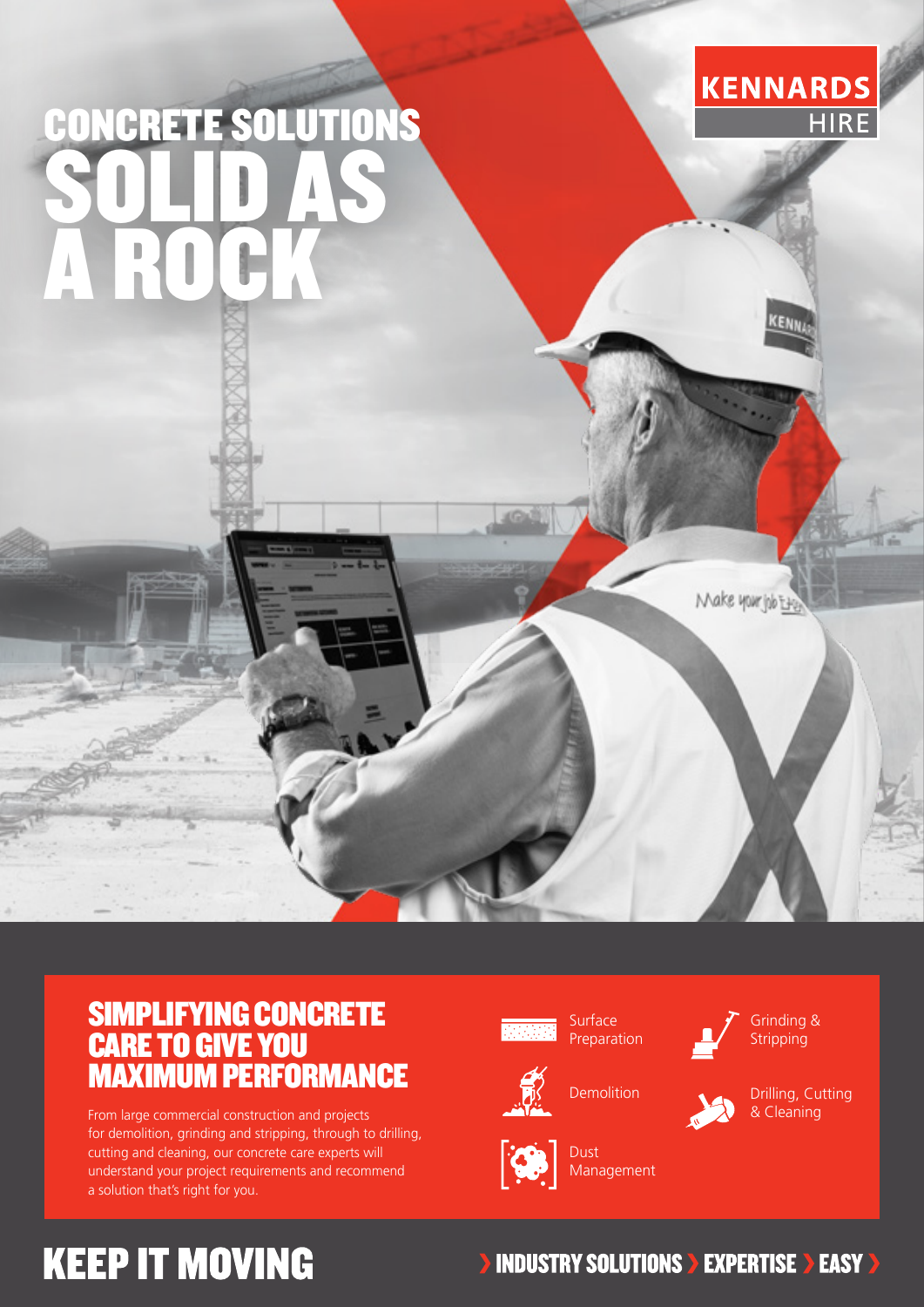KENNARDS HIRE

# CONCRETE SOLUTIONS SOLID AS A ROCK

## SIMPLIFYING CONCRETE CARE TO GIVE YOU MAXIMUM PERFORMANCE

From large commercial construction and projects for demolition, grinding and stripping, through to drilling, cutting and cleaning, our concrete care experts will understand your project requirements and recommend a solution that's right for you.

- Surface Preparation
- Grinding & Stripping
- Demolition
- Drilling, Cutting & Cleaning
- Dust Management

## KEEP IT MOVING

› INDUSTRY SOLUTIONS › EXPERTISE › EASY ›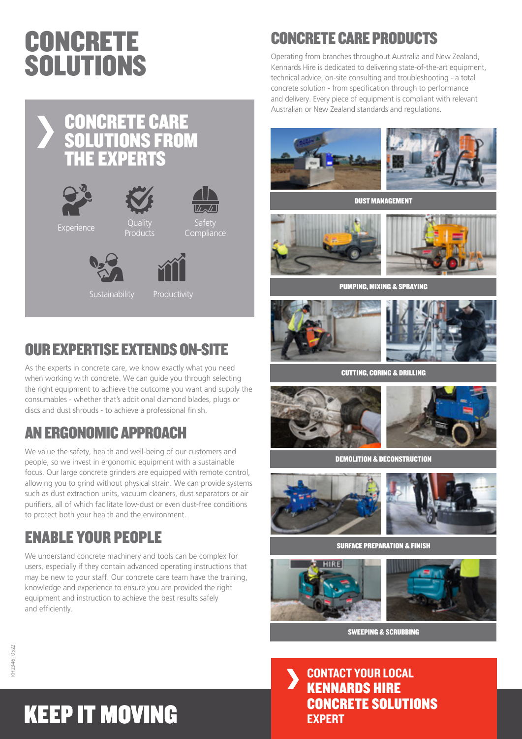# CONCRETE SOLUTIONS

## CONCRETE CARE SOLUTIONS FROM THE EXPERTS

Experience

Quality Products

Safety Compliance

Sustainability

Productivity

## OUR EXPERTISE EXTENDS ON-SITE

As the experts in concrete care, we know exactly what you need when working with concrete. We can guide you through selecting the right equipment to achieve the outcome you want and supply the consumables - whether that's additional diamond blades, plugs or discs and dust shrouds - to achieve a professional finish.

## AN ERGONOMIC APPROACH

We value the safety, health and well-being of our customers and people, so we invest in ergonomic equipment with a sustainable focus. Our large concrete grinders are equipped with remote control, allowing you to grind without physical strain. We can provide systems such as dust extraction units, vacuum cleaners, dust separators or air purifiers, all of which facilitate low-dust or even dust-free conditions to protect both your health and the environment.

## ENABLE YOUR PEOPLE

We understand concrete machinery and tools can be complex for users, especially if they contain advanced operating instructions that may be new to your staff. Our concrete care team have the training, knowledge and experience to ensure you are provided the right equipment and instruction to achieve the best results safely and efficiently.

## CONCRETE CARE PRODUCTS

Operating from branches throughout Australia and New Zealand, Kennards Hire is dedicated to delivering state-of-the-art equipment, technical advice, on-site consulting and troubleshooting - a total concrete solution - from specification through to performance and delivery. Every piece of equipment is compliant with relevant Australian or New Zealand standards and regulations.

DUST MANAGEMENT

PUMPING, MIXING & SPRAYING

CUTTING, CORING & DRILLING

DEMOLITION & DECONSTRUCTION

SURFACE PREPARATION & FINISH

SWEEPING & SCRUBBING

**CONTACT YOUR LOCAL KENNARDS HIRE CONCRETE SOLUTIONS EXPERT**

KH2346_0522

# KEEP IT MOVING